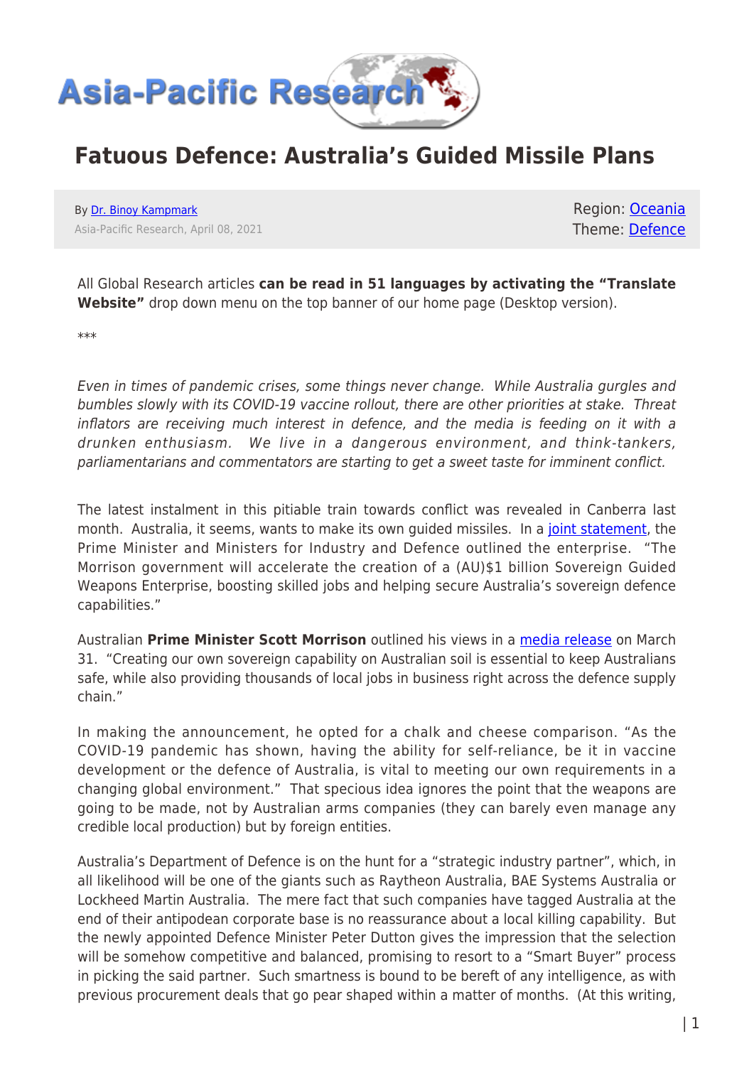# Fatuous Defence: Australia's Guided Missile Plans

By Dr. Binoy Kampmark
Asia-Pacific Research, April 08, 2021

Region: Oceania
Theme: Defence

All Global Research articles **can be read in 51 languages by activating the "Translate Website"** drop down menu on the top banner of our home page (Desktop version).

***

*Even in times of pandemic crises, some things never change. While Australia gurgles and bumbles slowly with its COVID-19 vaccine rollout, there are other priorities at stake. Threat inflators are receiving much interest in defence, and the media is feeding on it with a drunken enthusiasm. We live in a dangerous environment, and think-tankers, parliamentarians and commentators are starting to get a sweet taste for imminent conflict.*

The latest instalment in this pitiable train towards conflict was revealed in Canberra last month. Australia, it seems, wants to make its own guided missiles. In a joint statement, the Prime Minister and Ministers for Industry and Defence outlined the enterprise. "The Morrison government will accelerate the creation of a (AU)$1 billion Sovereign Guided Weapons Enterprise, boosting skilled jobs and helping secure Australia's sovereign defence capabilities."

Australian **Prime Minister Scott Morrison** outlined his views in a media release on March 31. "Creating our own sovereign capability on Australian soil is essential to keep Australians safe, while also providing thousands of local jobs in business right across the defence supply chain."

In making the announcement, he opted for a chalk and cheese comparison. "As the COVID-19 pandemic has shown, having the ability for self-reliance, be it in vaccine development or the defence of Australia, is vital to meeting our own requirements in a changing global environment." That specious idea ignores the point that the weapons are going to be made, not by Australian arms companies (they can barely even manage any credible local production) but by foreign entities.

Australia's Department of Defence is on the hunt for a "strategic industry partner", which, in all likelihood will be one of the giants such as Raytheon Australia, BAE Systems Australia or Lockheed Martin Australia. The mere fact that such companies have tagged Australia at the end of their antipodean corporate base is no reassurance about a local killing capability. But the newly appointed Defence Minister Peter Dutton gives the impression that the selection will be somehow competitive and balanced, promising to resort to a "Smart Buyer" process in picking the said partner. Such smartness is bound to be bereft of any intelligence, as with previous procurement deals that go pear shaped within a matter of months. (At this writing,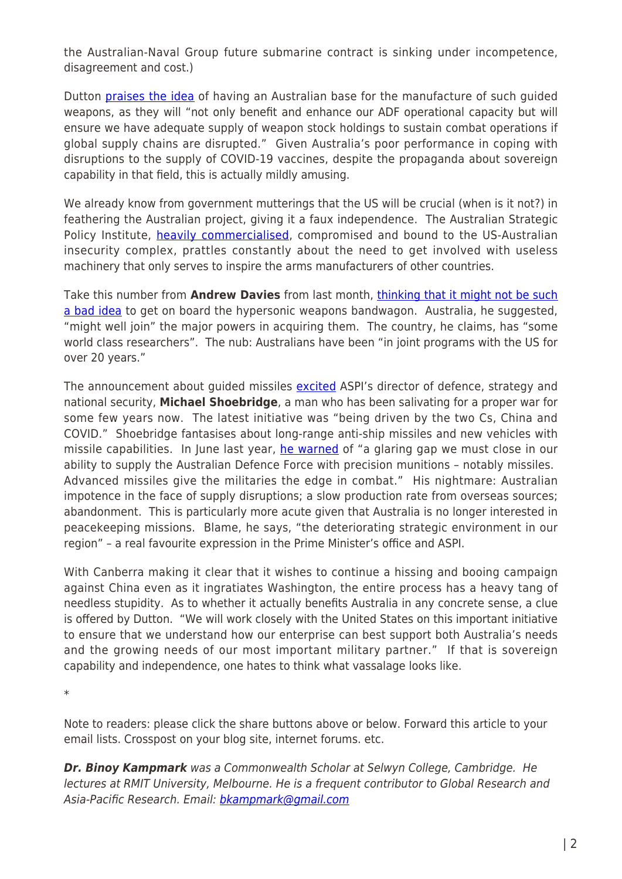the Australian-Naval Group future submarine contract is sinking under incompetence, disagreement and cost.)

Dutton praises the idea of having an Australian base for the manufacture of such guided weapons, as they will "not only benefit and enhance our ADF operational capacity but will ensure we have adequate supply of weapon stock holdings to sustain combat operations if global supply chains are disrupted." Given Australia's poor performance in coping with disruptions to the supply of COVID-19 vaccines, despite the propaganda about sovereign capability in that field, this is actually mildly amusing.

We already know from government mutterings that the US will be crucial (when is it not?) in feathering the Australian project, giving it a faux independence. The Australian Strategic Policy Institute, heavily commercialised, compromised and bound to the US-Australian insecurity complex, prattles constantly about the need to get involved with useless machinery that only serves to inspire the arms manufacturers of other countries.

Take this number from **Andrew Davies** from last month, thinking that it might not be such a bad idea to get on board the hypersonic weapons bandwagon. Australia, he suggested, "might well join" the major powers in acquiring them. The country, he claims, has "some world class researchers". The nub: Australians have been "in joint programs with the US for over 20 years."

The announcement about guided missiles excited ASPI's director of defence, strategy and national security, **Michael Shoebridge**, a man who has been salivating for a proper war for some few years now. The latest initiative was "being driven by the two Cs, China and COVID." Shoebridge fantasises about long-range anti-ship missiles and new vehicles with missile capabilities. In June last year, he warned of "a glaring gap we must close in our ability to supply the Australian Defence Force with precision munitions – notably missiles. Advanced missiles give the militaries the edge in combat." His nightmare: Australian impotence in the face of supply disruptions; a slow production rate from overseas sources; abandonment. This is particularly more acute given that Australia is no longer interested in peacekeeping missions. Blame, he says, "the deteriorating strategic environment in our region" – a real favourite expression in the Prime Minister's office and ASPI.

With Canberra making it clear that it wishes to continue a hissing and booing campaign against China even as it ingratiates Washington, the entire process has a heavy tang of needless stupidity. As to whether it actually benefits Australia in any concrete sense, a clue is offered by Dutton. "We will work closely with the United States on this important initiative to ensure that we understand how our enterprise can best support both Australia's needs and the growing needs of our most important military partner." If that is sovereign capability and independence, one hates to think what vassalage looks like.

*

Note to readers: please click the share buttons above or below. Forward this article to your email lists. Crosspost on your blog site, internet forums. etc.

***Dr. Binoy Kampmark*** *was a Commonwealth Scholar at Selwyn College, Cambridge. He lectures at RMIT University, Melbourne. He is a frequent contributor to Global Research and Asia-Pacific Research. Email: bkampmark@gmail.com*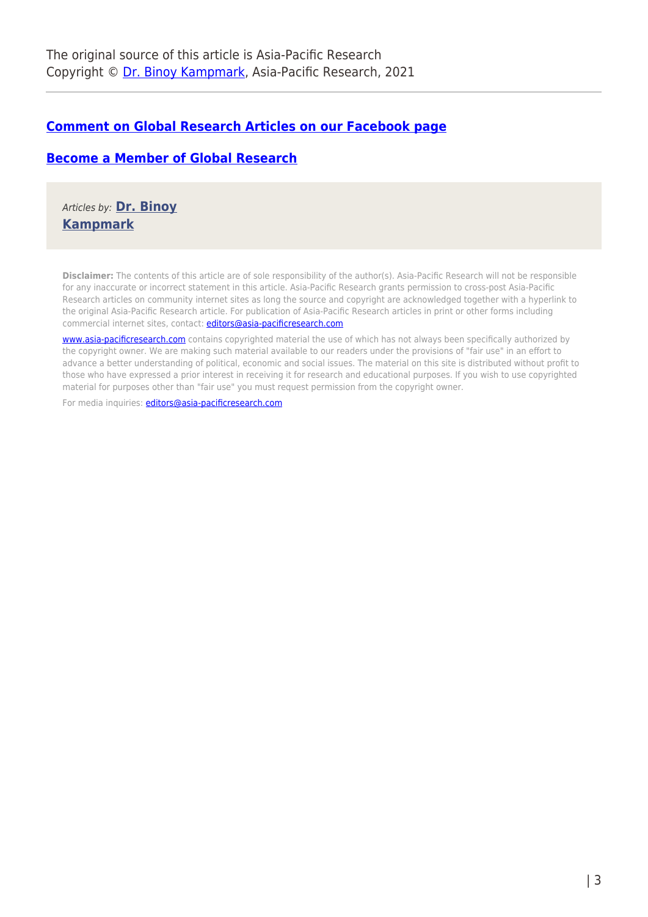The original source of this article is Asia-Pacific Research
Copyright © [Dr. Binoy Kampmark](#), Asia-Pacific Research, 2021

---

**[Comment on Global Research Articles on our Facebook page](#)**

**[Become a Member of Global Research](#)**

*Articles by:* **[Dr. Binoy Kampmark](#)**

**Disclaimer:** The contents of this article are of sole responsibility of the author(s). Asia-Pacific Research will not be responsible for any inaccurate or incorrect statement in this article. Asia-Pacific Research grants permission to cross-post Asia-Pacific Research articles on community internet sites as long the source and copyright are acknowledged together with a hyperlink to the original Asia-Pacific Research article. For publication of Asia-Pacific Research articles in print or other forms including commercial internet sites, contact: editors@asia-pacificresearch.com

www.asia-pacificresearch.com contains copyrighted material the use of which has not always been specifically authorized by the copyright owner. We are making such material available to our readers under the provisions of "fair use" in an effort to advance a better understanding of political, economic and social issues. The material on this site is distributed without profit to those who have expressed a prior interest in receiving it for research and educational purposes. If you wish to use copyrighted material for purposes other than "fair use" you must request permission from the copyright owner.

For media inquiries: editors@asia-pacificresearch.com